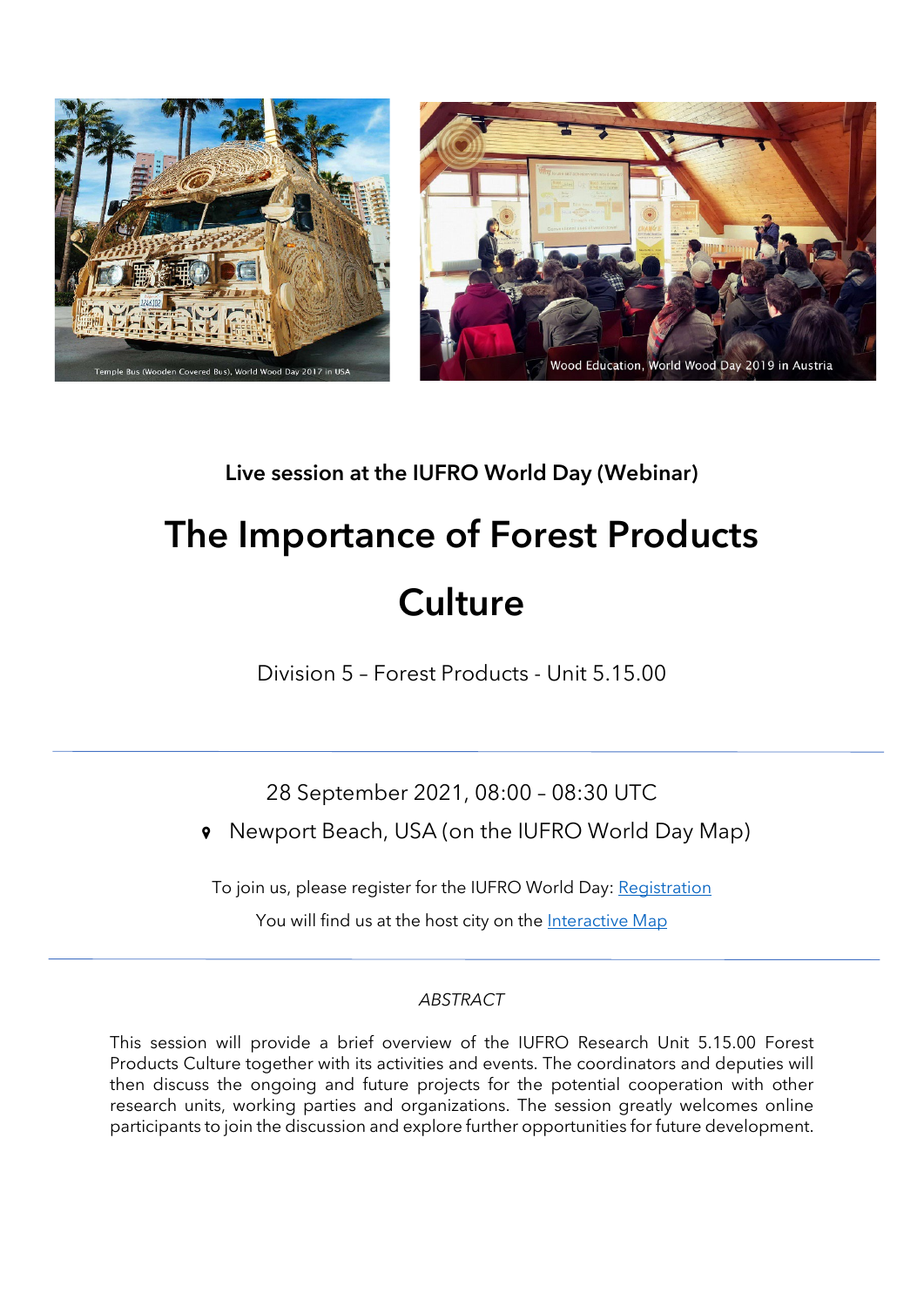Temple Bus (Wooden Covered Bus), World Wood Day 2017 in USA

Wood Education, World Wood Day 2019 in Austria

**Live session at the IUFRO World Day (Webinar)**

# The Importance of Forest Products Culture

Division 5 – Forest Products - Unit 5.15.00

---

28 September 2021, 08:00 – 08:30 UTC

Newport Beach, USA (on the IUFRO World Day Map)

To join us, please register for the IUFRO World Day: Registration

You will find us at the host city on the Interactive Map

---

*ABSTRACT*

This session will provide a brief overview of the IUFRO Research Unit 5.15.00 Forest Products Culture together with its activities and events. The coordinators and deputies will then discuss the ongoing and future projects for the potential cooperation with other research units, working parties and organizations. The session greatly welcomes online participants to join the discussion and explore further opportunities for future development.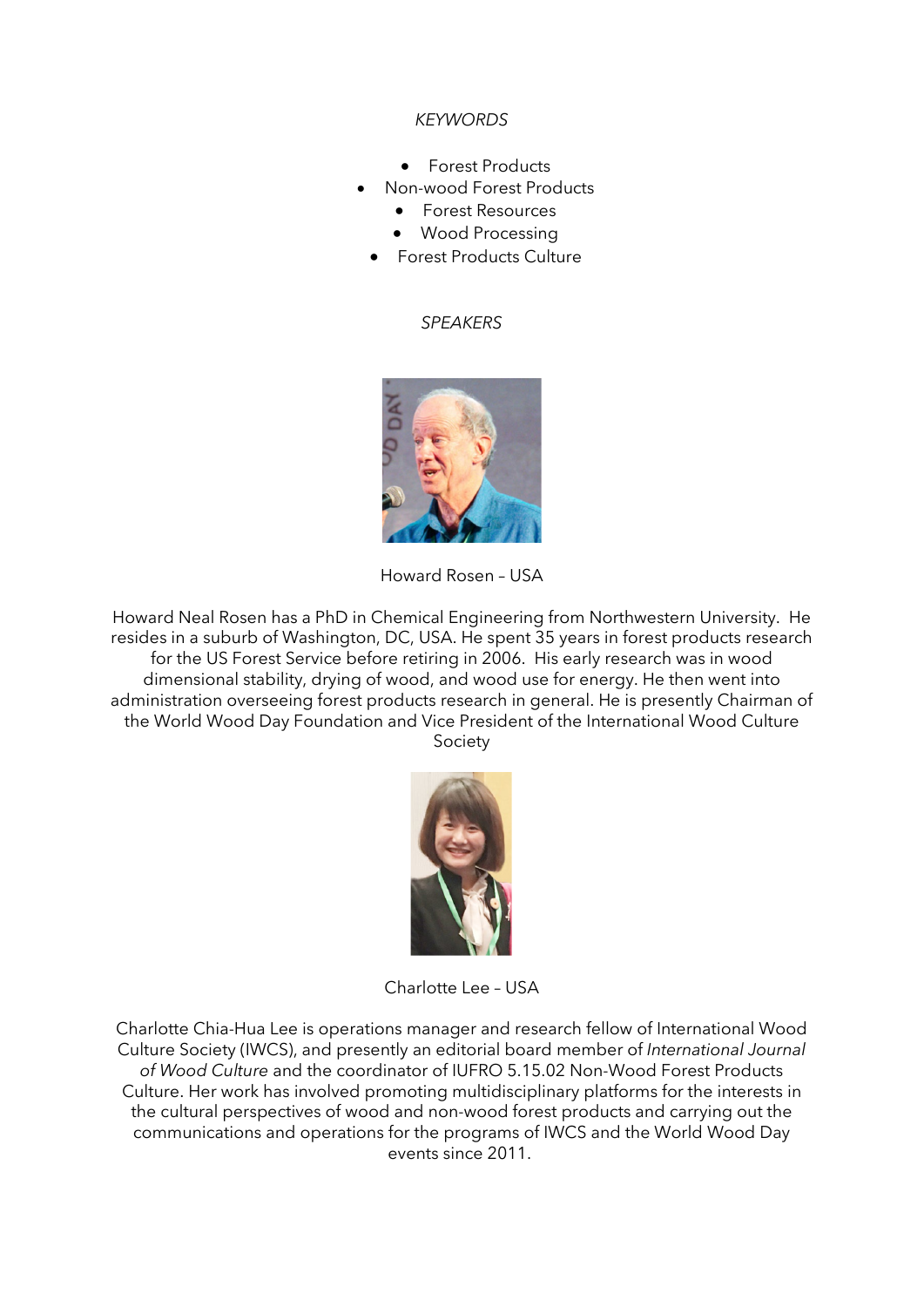*KEYWORDS*

- Forest Products
- Non-wood Forest Products
- Forest Resources
- Wood Processing
- Forest Products Culture

*SPEAKERS*

Howard Rosen – USA

Howard Neal Rosen has a PhD in Chemical Engineering from Northwestern University. He resides in a suburb of Washington, DC, USA. He spent 35 years in forest products research for the US Forest Service before retiring in 2006. His early research was in wood dimensional stability, drying of wood, and wood use for energy. He then went into administration overseeing forest products research in general. He is presently Chairman of the World Wood Day Foundation and Vice President of the International Wood Culture Society

Charlotte Lee – USA

Charlotte Chia-Hua Lee is operations manager and research fellow of International Wood Culture Society (IWCS), and presently an editorial board member of *International Journal of Wood Culture* and the coordinator of IUFRO 5.15.02 Non-Wood Forest Products Culture. Her work has involved promoting multidisciplinary platforms for the interests in the cultural perspectives of wood and non-wood forest products and carrying out the communications and operations for the programs of IWCS and the World Wood Day events since 2011.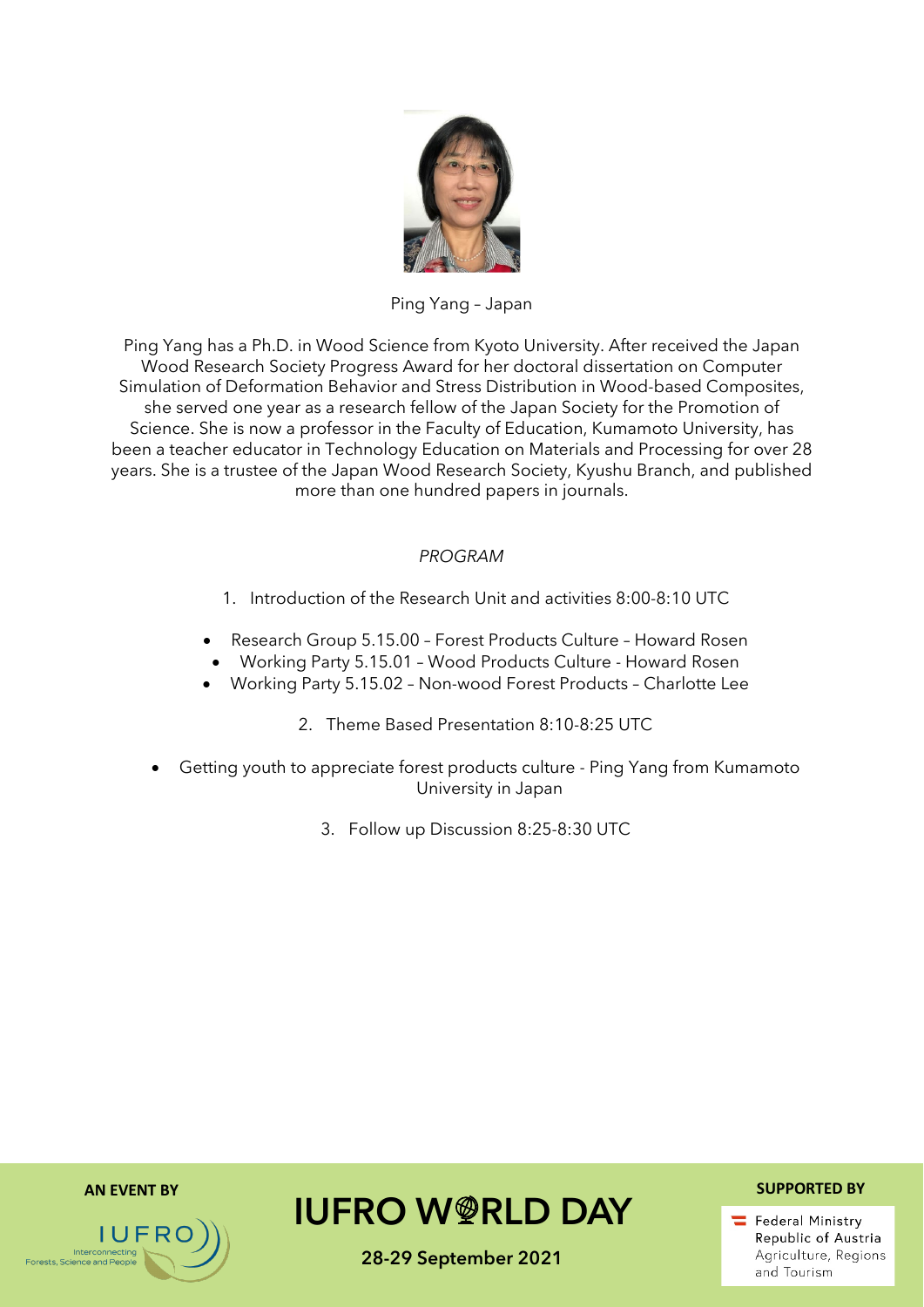Ping Yang – Japan

Ping Yang has a Ph.D. in Wood Science from Kyoto University. After received the Japan Wood Research Society Progress Award for her doctoral dissertation on Computer Simulation of Deformation Behavior and Stress Distribution in Wood-based Composites, she served one year as a research fellow of the Japan Society for the Promotion of Science. She is now a professor in the Faculty of Education, Kumamoto University, has been a teacher educator in Technology Education on Materials and Processing for over 28 years. She is a trustee of the Japan Wood Research Society, Kyushu Branch, and published more than one hundred papers in journals.

*PROGRAM*

1. Introduction of the Research Unit and activities 8:00-8:10 UTC

- Research Group 5.15.00 – Forest Products Culture – Howard Rosen
- Working Party 5.15.01 – Wood Products Culture - Howard Rosen
- Working Party 5.15.02 – Non-wood Forest Products – Charlotte Lee

2. Theme Based Presentation 8:10-8:25 UTC

- Getting youth to appreciate forest products culture - Ping Yang from Kumamoto University in Japan

3. Follow up Discussion 8:25-8:30 UTC

**AN EVENT BY**

IUFRO – Interconnecting Forests, Science and People

**IUFRO WORLD DAY**

**28-29 September 2021**

**SUPPORTED BY**

Federal Ministry Republic of Austria Agriculture, Regions and Tourism